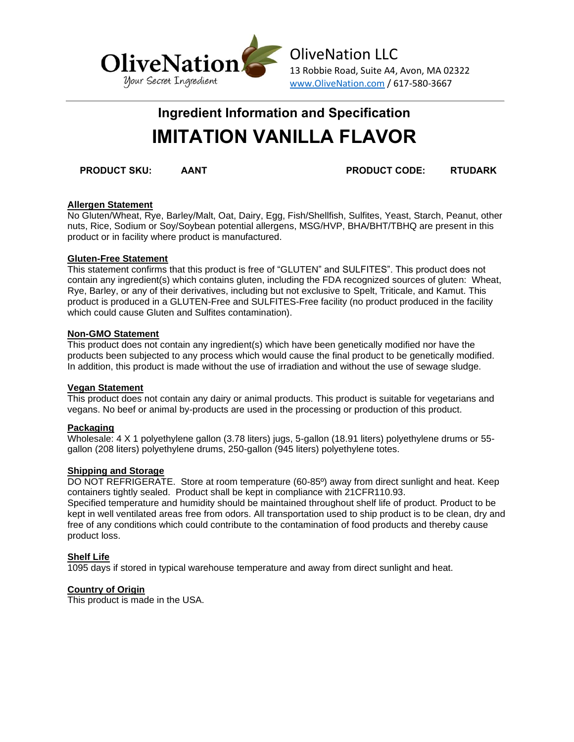OliveNation
Your Secret Ingredient

OliveNation LLC
13 Robbie Road, Suite A4, Avon, MA 02322
www.OliveNation.com / 617-580-3667

## Ingredient Information and Specification

# IMITATION VANILLA FLAVOR

**PRODUCT SKU:** **AANT** **PRODUCT CODE:** **RTUDARK**

**Allergen Statement**
No Gluten/Wheat, Rye, Barley/Malt, Oat, Dairy, Egg, Fish/Shellfish, Sulfites, Yeast, Starch, Peanut, other nuts, Rice, Sodium or Soy/Soybean potential allergens, MSG/HVP, BHA/BHT/TBHQ are present in this product or in facility where product is manufactured.

**Gluten-Free Statement**
This statement confirms that this product is free of "GLUTEN" and SULFITES". This product does not contain any ingredient(s) which contains gluten, including the FDA recognized sources of gluten: Wheat, Rye, Barley, or any of their derivatives, including but not exclusive to Spelt, Triticale, and Kamut. This product is produced in a GLUTEN-Free and SULFITES-Free facility (no product produced in the facility which could cause Gluten and Sulfites contamination).

**Non-GMO Statement**
This product does not contain any ingredient(s) which have been genetically modified nor have the products been subjected to any process which would cause the final product to be genetically modified. In addition, this product is made without the use of irradiation and without the use of sewage sludge.

**Vegan Statement**
This product does not contain any dairy or animal products. This product is suitable for vegetarians and vegans. No beef or animal by-products are used in the processing or production of this product.

**Packaging**
Wholesale: 4 X 1 polyethylene gallon (3.78 liters) jugs, 5-gallon (18.91 liters) polyethylene drums or 55-gallon (208 liters) polyethylene drums, 250-gallon (945 liters) polyethylene totes.

**Shipping and Storage**
DO NOT REFRIGERATE. Store at room temperature (60-85º) away from direct sunlight and heat. Keep containers tightly sealed. Product shall be kept in compliance with 21CFR110.93.
Specified temperature and humidity should be maintained throughout shelf life of product. Product to be kept in well ventilated areas free from odors. All transportation used to ship product is to be clean, dry and free of any conditions which could contribute to the contamination of food products and thereby cause product loss.

**Shelf Life**
1095 days if stored in typical warehouse temperature and away from direct sunlight and heat.

**Country of Origin**
This product is made in the USA.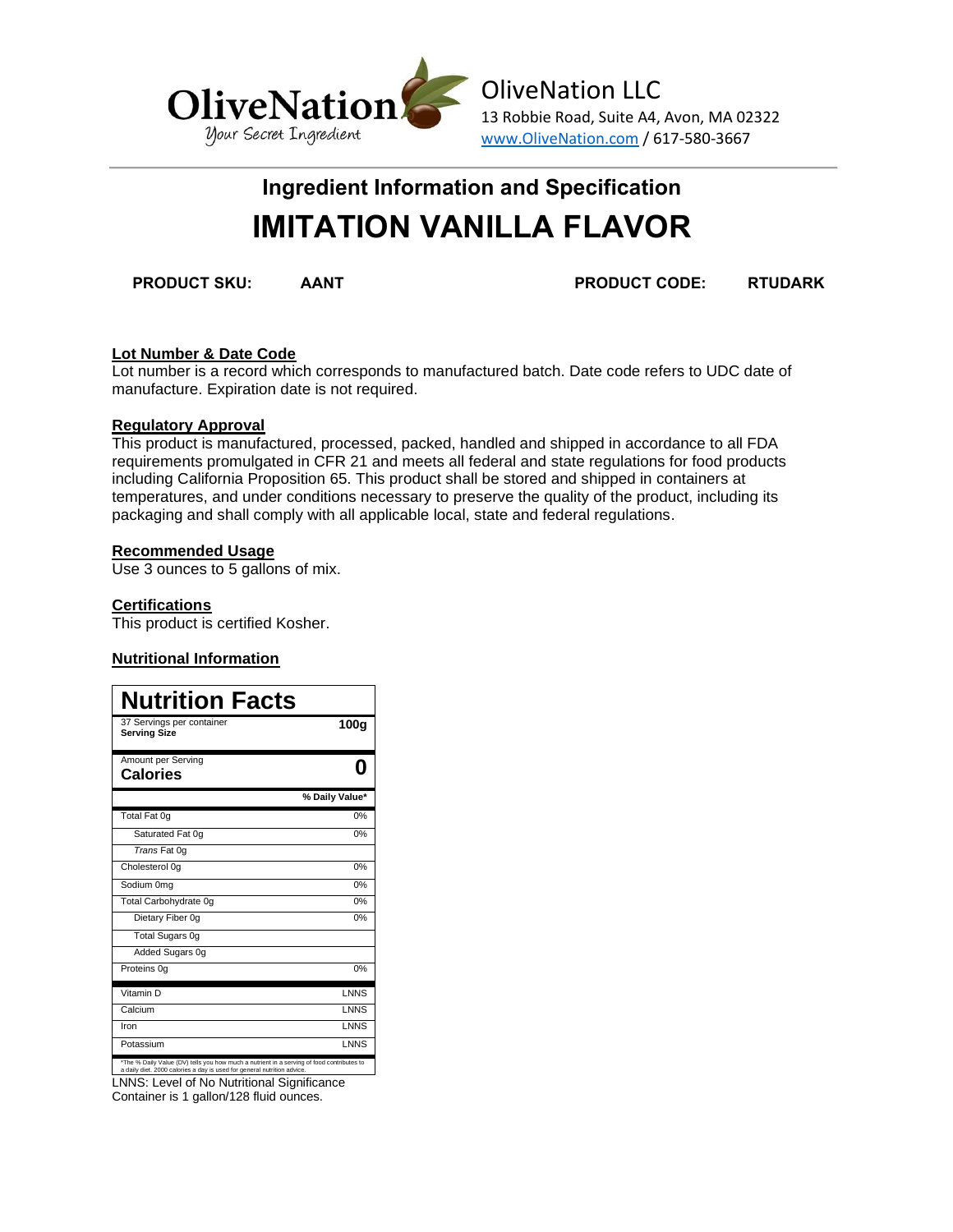OliveNation LLC
13 Robbie Road, Suite A4, Avon, MA 02322
www.OliveNation.com / 617-580-3667

## Ingredient Information and Specification

# IMITATION VANILLA FLAVOR

**PRODUCT SKU:** **AANT** **PRODUCT CODE:** **RTUDARK**

**Lot Number & Date Code**
Lot number is a record which corresponds to manufactured batch. Date code refers to UDC date of manufacture. Expiration date is not required.

**Regulatory Approval**
This product is manufactured, processed, packed, handled and shipped in accordance to all FDA requirements promulgated in CFR 21 and meets all federal and state regulations for food products including California Proposition 65. This product shall be stored and shipped in containers at temperatures, and under conditions necessary to preserve the quality of the product, including its packaging and shall comply with all applicable local, state and federal regulations.

**Recommended Usage**
Use 3 ounces to 5 gallons of mix.

**Certifications**
This product is certified Kosher.

**Nutritional Information**

| Nutrition Facts | |
|---|---|
| 37 Servings per container<br>**Serving Size** | **100g** |
| Amount per Serving<br>**Calories** | **0** |
| | **% Daily Value*** |
| Total Fat 0g | 0% |
| Saturated Fat 0g | 0% |
| *Trans* Fat 0g | |
| Cholesterol 0g | 0% |
| Sodium 0mg | 0% |
| Total Carbohydrate 0g | 0% |
| Dietary Fiber 0g | 0% |
| Total Sugars 0g | |
| Added Sugars 0g | |
| Proteins 0g | 0% |
| Vitamin D | LNNS |
| Calcium | LNNS |
| Iron | LNNS |
| Potassium | LNNS |

*The % Daily Value (DV) tells you how much a nutrient in a serving of food contributes to a daily diet. 2000 calories a day is used for general nutrition advice.

LNNS: Level of No Nutritional Significance
Container is 1 gallon/128 fluid ounces.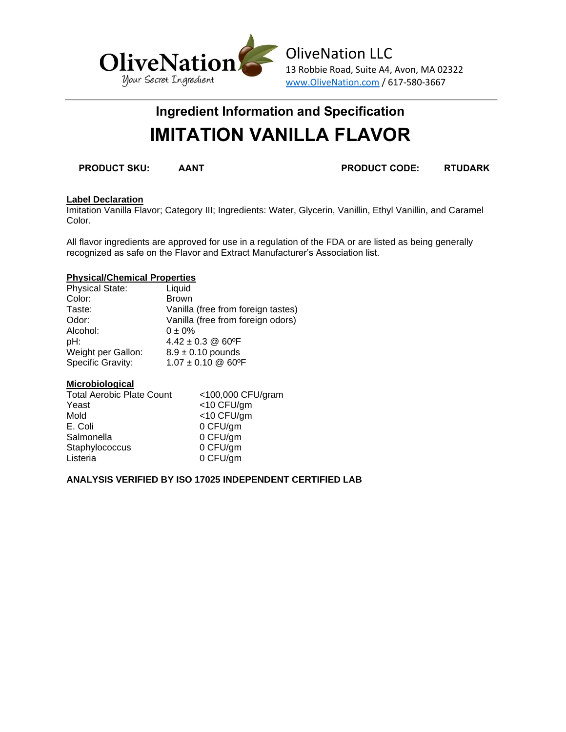OliveNation

*Your Secret Ingredient*

OliveNation LLC
13 Robbie Road, Suite A4, Avon, MA 02322
www.OliveNation.com / 617-580-3667

## Ingredient Information and Specification

# IMITATION VANILLA FLAVOR

**PRODUCT SKU:** **AANT** **PRODUCT CODE:** **RTUDARK**

**Label Declaration**

Imitation Vanilla Flavor; Category III; Ingredients: Water, Glycerin, Vanillin, Ethyl Vanillin, and Caramel Color.

All flavor ingredients are approved for use in a regulation of the FDA or are listed as being generally recognized as safe on the Flavor and Extract Manufacturer's Association list.

**Physical/Chemical Properties**

| | |
|---|---|
| Physical State: | Liquid |
| Color: | Brown |
| Taste: | Vanilla (free from foreign tastes) |
| Odor: | Vanilla (free from foreign odors) |
| Alcohol: | 0 ± 0% |
| pH: | 4.42 ± 0.3 @ 60ºF |
| Weight per Gallon: | 8.9 ± 0.10 pounds |
| Specific Gravity: | 1.07 ± 0.10 @ 60ºF |

**Microbiological**

| | |
|---|---|
| Total Aerobic Plate Count | <100,000 CFU/gram |
| Yeast | <10 CFU/gm |
| Mold | <10 CFU/gm |
| E. Coli | 0 CFU/gm |
| Salmonella | 0 CFU/gm |
| Staphylococcus | 0 CFU/gm |
| Listeria | 0 CFU/gm |

**ANALYSIS VERIFIED BY ISO 17025 INDEPENDENT CERTIFIED LAB**